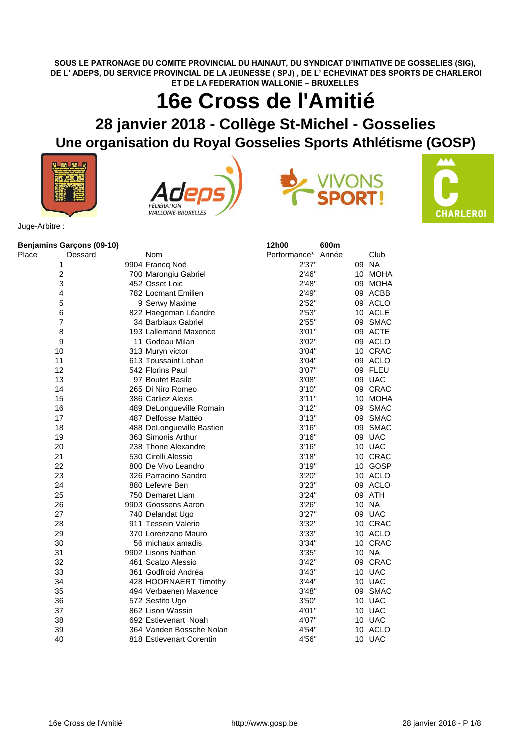**SOUS LE PATRONAGE DU COMITE PROVINCIAL DU HAINAUT, DU SYNDICAT D'INITIATIVE DE GOSSELIES (SIG), DE L' ADEPS, DU SERVICE PROVINCIAL DE LA JEUNESSE ( SPJ) , DE L' ECHEVINAT DES SPORTS DE CHARLEROI ET DE LA FEDERATION WALLONIE – BRUXELLES**

# 16e Cross de l'Amitié

## 28 janvier 2018 - Collège St-Michel - Gosselies

## Une organisation du Royal Gosselies Sports Athlétisme (GOSP)

Juge-Arbitre :

**Benjamins Garçons (09-10)** **12h00** **600m**

| Place | Dossard | Nom | Performance* | Année | Club |
|---|---|---|---|---|---|
| 1 | 9904 | Francq Noé | 2'37" | 09 | NA |
| 2 | 700 | Marongiu Gabriel | 2'46" | 10 | MOHA |
| 3 | 452 | Osset Loic | 2'48" | 09 | MOHA |
| 4 | 782 | Locmant Emilien | 2'49" | 09 | ACBB |
| 5 | 9 | Serwy Maxime | 2'52" | 09 | ACLO |
| 6 | 822 | Haegeman Léandre | 2'53" | 10 | ACLE |
| 7 | 34 | Barbiaux Gabriel | 2'55" | 09 | SMAC |
| 8 | 193 | Lallemand Maxence | 3'01" | 09 | ACTE |
| 9 | 11 | Godeau Milan | 3'02" | 09 | ACLO |
| 10 | 313 | Muryn victor | 3'04" | 10 | CRAC |
| 11 | 613 | Toussaint Lohan | 3'04" | 09 | ACLO |
| 12 | 542 | Florins Paul | 3'07" | 09 | FLEU |
| 13 | 97 | Boutet Basile | 3'08" | 09 | UAC |
| 14 | 265 | Di Niro Romeo | 3'10" | 09 | CRAC |
| 15 | 386 | Carliez Alexis | 3'11" | 10 | MOHA |
| 16 | 489 | DeLongueville Romain | 3'12" | 09 | SMAC |
| 17 | 487 | Delfosse Mattéo | 3'13" | 09 | SMAC |
| 18 | 488 | DeLongueville Bastien | 3'16" | 09 | SMAC |
| 19 | 363 | Simonis Arthur | 3'16" | 09 | UAC |
| 20 | 238 | Thone Alexandre | 3'16" | 10 | UAC |
| 21 | 530 | Cirelli Alessio | 3'18" | 10 | CRAC |
| 22 | 800 | De Vivo Leandro | 3'19" | 10 | GOSP |
| 23 | 326 | Parracino Sandro | 3'20" | 10 | ACLO |
| 24 | 880 | Lefevre Ben | 3'23" | 09 | ACLO |
| 25 | 750 | Demaret Liam | 3'24" | 09 | ATH |
| 26 | 9903 | Goossens Aaron | 3'26" | 10 | NA |
| 27 | 740 | Delandat Ugo | 3'27" | 09 | UAC |
| 28 | 911 | Tessein Valerio | 3'32" | 10 | CRAC |
| 29 | 370 | Lorenzano Mauro | 3'33" | 10 | ACLO |
| 30 | 56 | michaux amadis | 3'34" | 10 | CRAC |
| 31 | 9902 | Lisons Nathan | 3'35" | 10 | NA |
| 32 | 461 | Scalzo Alessio | 3'42" | 09 | CRAC |
| 33 | 361 | Godfroid Andréa | 3'43" | 10 | UAC |
| 34 | 428 | HOORNAERT Timothy | 3'44" | 10 | UAC |
| 35 | 494 | Verbaenen Maxence | 3'48" | 09 | SMAC |
| 36 | 572 | Sestito Ugo | 3'50" | 10 | UAC |
| 37 | 862 | Lison Wassin | 4'01" | 10 | UAC |
| 38 | 692 | Estievenart Noah | 4'07" | 10 | UAC |
| 39 | 364 | Vanden Bossche Nolan | 4'54" | 10 | ACLO |
| 40 | 818 | Estievenart Corentin | 4'56" | 10 | UAC |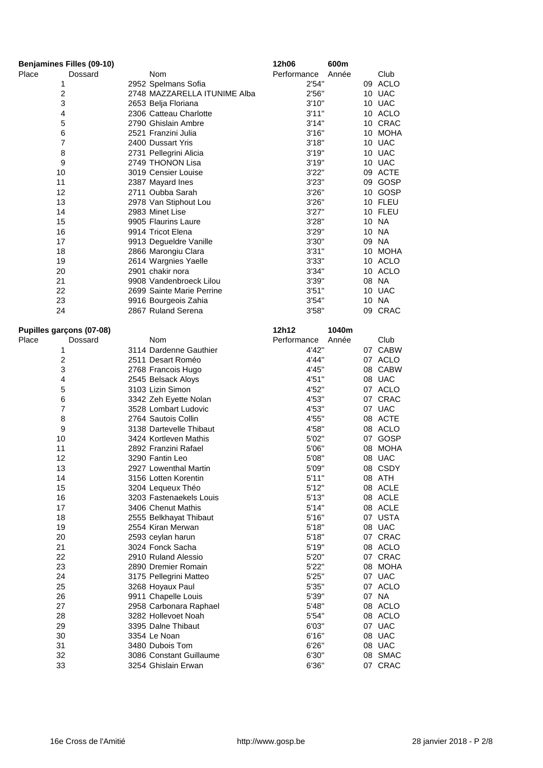## Benjamines Filles (09-10)

12h06 — 600m

| Place | Dossard | Nom | Performance | Année | Club |
|---|---|---|---|---|---|
| 1 | 2952 | Spelmans Sofia | 2'54" | 09 | ACLO |
| 2 | 2748 | MAZZARELLA ITUNIME Alba | 2'56" | 10 | UAC |
| 3 | 2653 | Belja Floriana | 3'10" | 10 | UAC |
| 4 | 2306 | Catteau Charlotte | 3'11" | 10 | ACLO |
| 5 | 2790 | Ghislain Ambre | 3'14" | 10 | CRAC |
| 6 | 2521 | Franzini Julia | 3'16" | 10 | MOHA |
| 7 | 2400 | Dussart Yris | 3'18" | 10 | UAC |
| 8 | 2731 | Pellegrini Alicia | 3'19" | 10 | UAC |
| 9 | 2749 | THONON Lisa | 3'19" | 10 | UAC |
| 10 | 3019 | Censier Louise | 3'22" | 09 | ACTE |
| 11 | 2387 | Mayard Ines | 3'23" | 09 | GOSP |
| 12 | 2711 | Oubba Sarah | 3'26" | 10 | GOSP |
| 13 | 2978 | Van Stiphout Lou | 3'26" | 10 | FLEU |
| 14 | 2983 | Minet Lise | 3'27" | 10 | FLEU |
| 15 | 9905 | Flaurins Laure | 3'28" | 10 | NA |
| 16 | 9914 | Tricot Elena | 3'29" | 10 | NA |
| 17 | 9913 | Degueldre Vanille | 3'30" | 09 | NA |
| 18 | 2866 | Marongiu Clara | 3'31" | 10 | MOHA |
| 19 | 2614 | Wargnies Yaelle | 3'33" | 10 | ACLO |
| 20 | 2901 | chakir nora | 3'34" | 10 | ACLO |
| 21 | 9908 | Vandenbroeck Lilou | 3'39" | 08 | NA |
| 22 | 2699 | Sainte Marie Perrine | 3'51" | 10 | UAC |
| 23 | 9916 | Bourgeois Zahia | 3'54" | 10 | NA |
| 24 | 2867 | Ruland Serena | 3'58" | 09 | CRAC |

## Pupilles garçons (07-08)

12h12 — 1040m

| Place | Dossard | Nom | Performance | Année | Club |
|---|---|---|---|---|---|
| 1 | 3114 | Dardenne Gauthier | 4'42" | 07 | CABW |
| 2 | 2511 | Desart Roméo | 4'44" | 07 | ACLO |
| 3 | 2768 | Francois Hugo | 4'45" | 08 | CABW |
| 4 | 2545 | Belsack Aloys | 4'51" | 08 | UAC |
| 5 | 3103 | Lizin Simon | 4'52" | 07 | ACLO |
| 6 | 3342 | Zeh Eyette Nolan | 4'53" | 07 | CRAC |
| 7 | 3528 | Lombart Ludovic | 4'53" | 07 | UAC |
| 8 | 2764 | Sautois Collin | 4'55" | 08 | ACTE |
| 9 | 3138 | Dartevelle Thibaut | 4'58" | 08 | ACLO |
| 10 | 3424 | Kortleven Mathis | 5'02" | 07 | GOSP |
| 11 | 2892 | Franzini Rafael | 5'06" | 08 | MOHA |
| 12 | 3290 | Fantin Leo | 5'08" | 08 | UAC |
| 13 | 2927 | Lowenthal Martin | 5'09" | 08 | CSDY |
| 14 | 3156 | Lotten Korentin | 5'11" | 08 | ATH |
| 15 | 3204 | Lequeux Théo | 5'12" | 08 | ACLE |
| 16 | 3203 | Fastenaekels Louis | 5'13" | 08 | ACLE |
| 17 | 3406 | Chenut Mathis | 5'14" | 08 | ACLE |
| 18 | 2555 | Belkhayat Thibaut | 5'16" | 07 | USTA |
| 19 | 2554 | Kiran Merwan | 5'18" | 08 | UAC |
| 20 | 2593 | ceylan harun | 5'18" | 07 | CRAC |
| 21 | 3024 | Fonck Sacha | 5'19" | 08 | ACLO |
| 22 | 2910 | Ruland Alessio | 5'20" | 07 | CRAC |
| 23 | 2890 | Dremier Romain | 5'22" | 08 | MOHA |
| 24 | 3175 | Pellegrini Matteo | 5'25" | 07 | UAC |
| 25 | 3268 | Hoyaux Paul | 5'35" | 07 | ACLO |
| 26 | 9911 | Chapelle Louis | 5'39" | 07 | NA |
| 27 | 2958 | Carbonara Raphael | 5'48" | 08 | ACLO |
| 28 | 3282 | Hollevoet Noah | 5'54" | 08 | ACLO |
| 29 | 3395 | Dalne Thibaut | 6'03" | 07 | UAC |
| 30 | 3354 | Le Noan | 6'16" | 08 | UAC |
| 31 | 3480 | Dubois Tom | 6'26" | 08 | UAC |
| 32 | 3086 | Constant Guillaume | 6'30" | 08 | SMAC |
| 33 | 3254 | Ghislain Erwan | 6'36" | 07 | CRAC |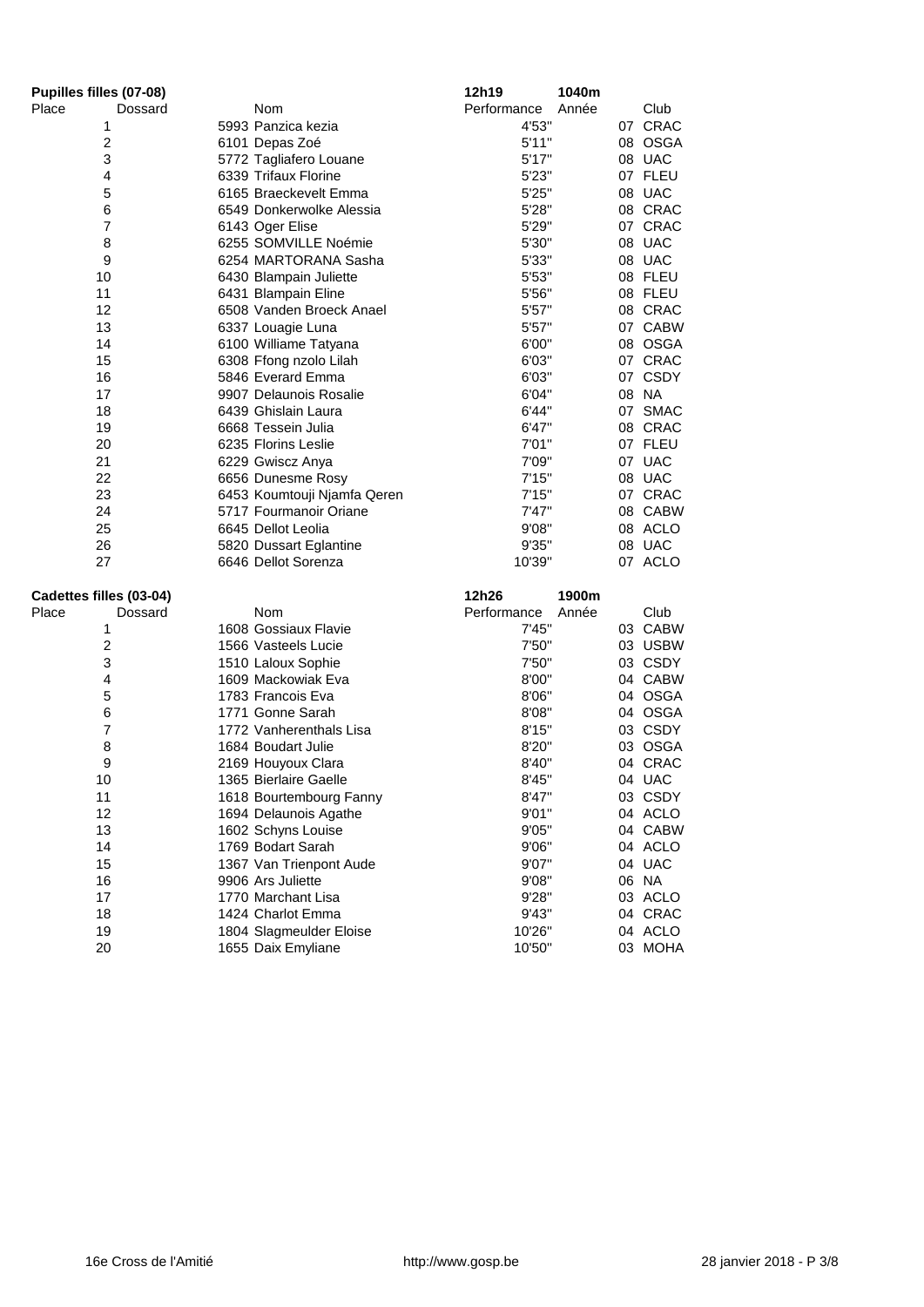**Pupilles filles (07-08)** **12h19** **1040m**

| Place | Dossard | Nom | Performance | Année | Club |
|---|---|---|---|---|---|
| 1 | 5993 | Panzica kezia | 4'53" | 07 | CRAC |
| 2 | 6101 | Depas Zoé | 5'11" | 08 | OSGA |
| 3 | 5772 | Tagliafero Louane | 5'17" | 08 | UAC |
| 4 | 6339 | Trifaux Florine | 5'23" | 07 | FLEU |
| 5 | 6165 | Braeckevelt Emma | 5'25" | 08 | UAC |
| 6 | 6549 | Donkerwolke Alessia | 5'28" | 08 | CRAC |
| 7 | 6143 | Oger Elise | 5'29" | 07 | CRAC |
| 8 | 6255 | SOMVILLE Noémie | 5'30" | 08 | UAC |
| 9 | 6254 | MARTORANA Sasha | 5'33" | 08 | UAC |
| 10 | 6430 | Blampain Juliette | 5'53" | 08 | FLEU |
| 11 | 6431 | Blampain Eline | 5'56" | 08 | FLEU |
| 12 | 6508 | Vanden Broeck Anael | 5'57" | 08 | CRAC |
| 13 | 6337 | Louagie Luna | 5'57" | 07 | CABW |
| 14 | 6100 | Williame Tatyana | 6'00" | 08 | OSGA |
| 15 | 6308 | Ffong nzolo Lilah | 6'03" | 07 | CRAC |
| 16 | 5846 | Everard Emma | 6'03" | 07 | CSDY |
| 17 | 9907 | Delaunois Rosalie | 6'04" | 08 | NA |
| 18 | 6439 | Ghislain Laura | 6'44" | 07 | SMAC |
| 19 | 6668 | Tessein Julia | 6'47" | 08 | CRAC |
| 20 | 6235 | Florins Leslie | 7'01" | 07 | FLEU |
| 21 | 6229 | Gwiscz Anya | 7'09" | 07 | UAC |
| 22 | 6656 | Dunesme Rosy | 7'15" | 08 | UAC |
| 23 | 6453 | Koumtouji Njamfa Qeren | 7'15" | 07 | CRAC |
| 24 | 5717 | Fourmanoir Oriane | 7'47" | 08 | CABW |
| 25 | 6645 | Dellot Leolia | 9'08" | 08 | ACLO |
| 26 | 5820 | Dussart Eglantine | 9'35" | 08 | UAC |
| 27 | 6646 | Dellot Sorenza | 10'39" | 07 | ACLO |

**Cadettes filles (03-04)** **12h26** **1900m**

| Place | Dossard | Nom | Performance | Année | Club |
|---|---|---|---|---|---|
| 1 | 1608 | Gossiaux Flavie | 7'45" | 03 | CABW |
| 2 | 1566 | Vasteels Lucie | 7'50" | 03 | USBW |
| 3 | 1510 | Laloux Sophie | 7'50" | 03 | CSDY |
| 4 | 1609 | Mackowiak Eva | 8'00" | 04 | CABW |
| 5 | 1783 | Francois Eva | 8'06" | 04 | OSGA |
| 6 | 1771 | Gonne Sarah | 8'08" | 04 | OSGA |
| 7 | 1772 | Vanherenthals Lisa | 8'15" | 03 | CSDY |
| 8 | 1684 | Boudart Julie | 8'20" | 03 | OSGA |
| 9 | 2169 | Houyoux Clara | 8'40" | 04 | CRAC |
| 10 | 1365 | Bierlaire Gaelle | 8'45" | 04 | UAC |
| 11 | 1618 | Bourtembourg Fanny | 8'47" | 03 | CSDY |
| 12 | 1694 | Delaunois Agathe | 9'01" | 04 | ACLO |
| 13 | 1602 | Schyns Louise | 9'05" | 04 | CABW |
| 14 | 1769 | Bodart Sarah | 9'06" | 04 | ACLO |
| 15 | 1367 | Van Trienpont Aude | 9'07" | 04 | UAC |
| 16 | 9906 | Ars Juliette | 9'08" | 06 | NA |
| 17 | 1770 | Marchant Lisa | 9'28" | 03 | ACLO |
| 18 | 1424 | Charlot Emma | 9'43" | 04 | CRAC |
| 19 | 1804 | Slagmeulder Eloise | 10'26" | 04 | ACLO |
| 20 | 1655 | Daix Emyliane | 10'50" | 03 | MOHA |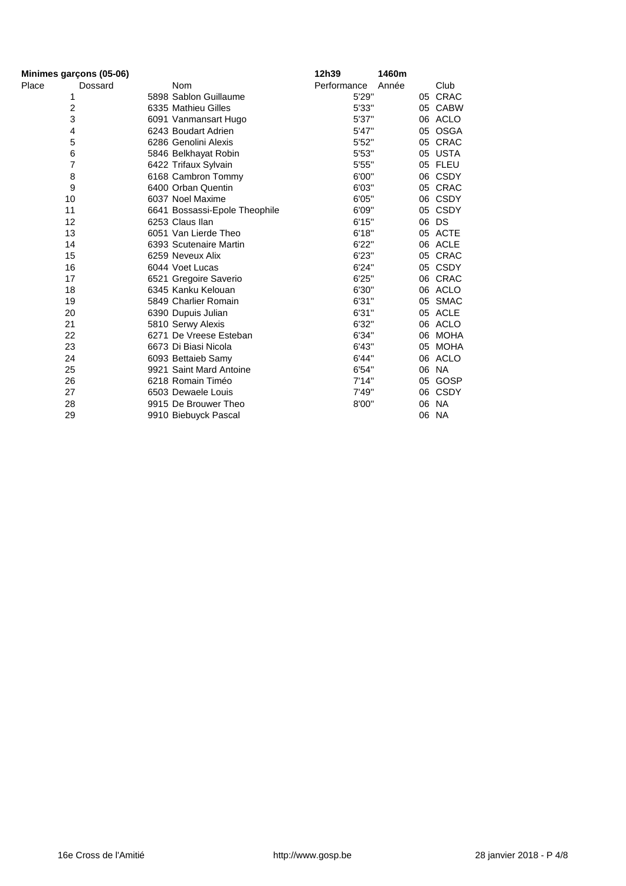**Minimes garçons (05-06)** **12h39** **1460m**

| Place | Dossard | Nom | Performance | Année | Club |
|---|---|---|---|---|---|
| 1 | 5898 | Sablon Guillaume | 5'29" | 05 | CRAC |
| 2 | 6335 | Mathieu Gilles | 5'33" | 05 | CABW |
| 3 | 6091 | Vanmansart Hugo | 5'37" | 06 | ACLO |
| 4 | 6243 | Boudart Adrien | 5'47" | 05 | OSGA |
| 5 | 6286 | Genolini Alexis | 5'52" | 05 | CRAC |
| 6 | 5846 | Belkhayat Robin | 5'53" | 05 | USTA |
| 7 | 6422 | Trifaux Sylvain | 5'55" | 05 | FLEU |
| 8 | 6168 | Cambron Tommy | 6'00" | 06 | CSDY |
| 9 | 6400 | Orban Quentin | 6'03" | 05 | CRAC |
| 10 | 6037 | Noel Maxime | 6'05" | 06 | CSDY |
| 11 | 6641 | Bossassi-Epole Theophile | 6'09" | 05 | CSDY |
| 12 | 6253 | Claus Ilan | 6'15" | 06 | DS |
| 13 | 6051 | Van Lierde Theo | 6'18" | 05 | ACTE |
| 14 | 6393 | Scutenaire Martin | 6'22" | 06 | ACLE |
| 15 | 6259 | Neveux Alix | 6'23" | 05 | CRAC |
| 16 | 6044 | Voet Lucas | 6'24" | 05 | CSDY |
| 17 | 6521 | Gregoire Saverio | 6'25" | 06 | CRAC |
| 18 | 6345 | Kanku Kelouan | 6'30" | 06 | ACLO |
| 19 | 5849 | Charlier Romain | 6'31" | 05 | SMAC |
| 20 | 6390 | Dupuis Julian | 6'31" | 05 | ACLE |
| 21 | 5810 | Serwy Alexis | 6'32" | 06 | ACLO |
| 22 | 6271 | De Vreese Esteban | 6'34" | 06 | MOHA |
| 23 | 6673 | Di Biasi Nicola | 6'43" | 05 | MOHA |
| 24 | 6093 | Bettaieb Samy | 6'44" | 06 | ACLO |
| 25 | 9921 | Saint Mard Antoine | 6'54" | 06 | NA |
| 26 | 6218 | Romain Timéo | 7'14" | 05 | GOSP |
| 27 | 6503 | Dewaele Louis | 7'49" | 06 | CSDY |
| 28 | 9915 | De Brouwer Theo | 8'00" | 06 | NA |
| 29 | 9910 | Biebuyck Pascal | | 06 | NA |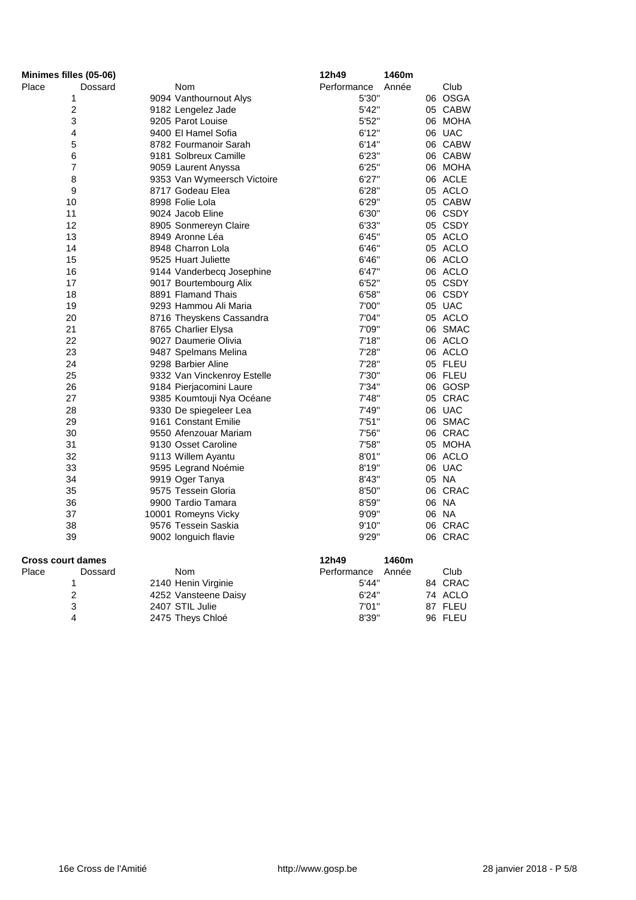**Minimes filles (05-06)** — 12h49 — 1460m

| Place | Dossard | Nom | Performance | Année | Club |
|---|---|---|---|---|---|
| 1 | 9094 | Vanthournout Alys | 5'30" | 06 | OSGA |
| 2 | 9182 | Lengelez Jade | 5'42" | 05 | CABW |
| 3 | 9205 | Parot Louise | 5'52" | 06 | MOHA |
| 4 | 9400 | El Hamel Sofia | 6'12" | 06 | UAC |
| 5 | 8782 | Fourmanoir Sarah | 6'14" | 06 | CABW |
| 6 | 9181 | Solbreux Camille | 6'23" | 06 | CABW |
| 7 | 9059 | Laurent Anyssa | 6'25" | 06 | MOHA |
| 8 | 9353 | Van Wymeersch Victoire | 6'27" | 06 | ACLE |
| 9 | 8717 | Godeau Elea | 6'28" | 05 | ACLO |
| 10 | 8998 | Folie Lola | 6'29" | 05 | CABW |
| 11 | 9024 | Jacob Eline | 6'30" | 06 | CSDY |
| 12 | 8905 | Sonmereyn Claire | 6'33" | 05 | CSDY |
| 13 | 8949 | Aronne Léa | 6'45" | 05 | ACLO |
| 14 | 8948 | Charron Lola | 6'46" | 05 | ACLO |
| 15 | 9525 | Huart Juliette | 6'46" | 06 | ACLO |
| 16 | 9144 | Vanderbecq Josephine | 6'47" | 06 | ACLO |
| 17 | 9017 | Bourtembourg Alix | 6'52" | 05 | CSDY |
| 18 | 8891 | Flamand Thais | 6'58" | 06 | CSDY |
| 19 | 9293 | Hammou Ali Maria | 7'00" | 05 | UAC |
| 20 | 8716 | Theyskens Cassandra | 7'04" | 05 | ACLO |
| 21 | 8765 | Charlier Elysa | 7'09" | 06 | SMAC |
| 22 | 9027 | Daumerie Olivia | 7'18" | 06 | ACLO |
| 23 | 9487 | Spelmans Melina | 7'28" | 06 | ACLO |
| 24 | 9298 | Barbier Aline | 7'28" | 05 | FLEU |
| 25 | 9332 | Van Vinckenroy Estelle | 7'30" | 06 | FLEU |
| 26 | 9184 | Pierjacomini Laure | 7'34" | 06 | GOSP |
| 27 | 9385 | Koumtouji Nya Océane | 7'48" | 05 | CRAC |
| 28 | 9330 | De spiegeleer Lea | 7'49" | 06 | UAC |
| 29 | 9161 | Constant Emilie | 7'51" | 06 | SMAC |
| 30 | 9550 | Afenzouar Mariam | 7'56" | 06 | CRAC |
| 31 | 9130 | Osset Caroline | 7'58" | 05 | MOHA |
| 32 | 9113 | Willem Ayantu | 8'01" | 06 | ACLO |
| 33 | 9595 | Legrand Noémie | 8'19" | 06 | UAC |
| 34 | 9919 | Oger Tanya | 8'43" | 05 | NA |
| 35 | 9575 | Tessein Gloria | 8'50" | 06 | CRAC |
| 36 | 9900 | Tardio Tamara | 8'59" | 06 | NA |
| 37 | 10001 | Romeyns Vicky | 9'09" | 06 | NA |
| 38 | 9576 | Tessein Saskia | 9'10" | 06 | CRAC |
| 39 | 9002 | longuich flavie | 9'29" | 06 | CRAC |

**Cross court dames** — 12h49 — 1460m

| Place | Dossard | Nom | Performance | Année | Club |
|---|---|---|---|---|---|
| 1 | 2140 | Henin Virginie | 5'44" | 84 | CRAC |
| 2 | 4252 | Vansteene Daisy | 6'24" | 74 | ACLO |
| 3 | 2407 | STIL Julie | 7'01" | 87 | FLEU |
| 4 | 2475 | Theys Chloé | 8'39" | 96 | FLEU |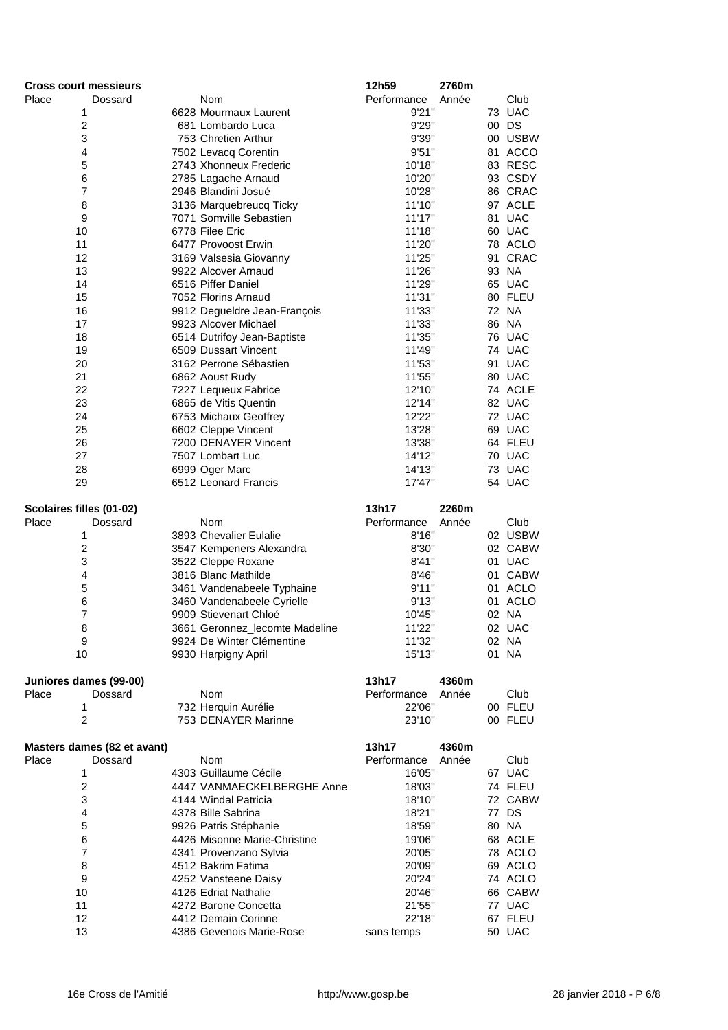## Cross court messieurs

12h59 — 2760m

| Place | Dossard | Nom | Performance | Année | Club |
|---|---|---|---|---|---|
| 1 | 6628 | Mourmaux Laurent | 9'21" | 73 | UAC |
| 2 | 681 | Lombardo Luca | 9'29" | 00 | DS |
| 3 | 753 | Chretien Arthur | 9'39" | 00 | USBW |
| 4 | 7502 | Levacq Corentin | 9'51" | 81 | ACCO |
| 5 | 2743 | Xhonneux Frederic | 10'18" | 83 | RESC |
| 6 | 2785 | Lagache Arnaud | 10'20" | 93 | CSDY |
| 7 | 2946 | Blandini Josué | 10'28" | 86 | CRAC |
| 8 | 3136 | Marquebreucq Ticky | 11'10" | 97 | ACLE |
| 9 | 7071 | Somville Sebastien | 11'17" | 81 | UAC |
| 10 | 6778 | Filee Eric | 11'18" | 60 | UAC |
| 11 | 6477 | Provoost Erwin | 11'20" | 78 | ACLO |
| 12 | 3169 | Valsesia Giovanny | 11'25" | 91 | CRAC |
| 13 | 9922 | Alcover Arnaud | 11'26" | 93 | NA |
| 14 | 6516 | Piffer Daniel | 11'29" | 65 | UAC |
| 15 | 7052 | Florins Arnaud | 11'31" | 80 | FLEU |
| 16 | 9912 | Degueldre Jean-François | 11'33" | 72 | NA |
| 17 | 9923 | Alcover Michael | 11'33" | 86 | NA |
| 18 | 6514 | Dutrifoy Jean-Baptiste | 11'35" | 76 | UAC |
| 19 | 6509 | Dussart Vincent | 11'49" | 74 | UAC |
| 20 | 3162 | Perrone Sébastien | 11'53" | 91 | UAC |
| 21 | 6862 | Aoust Rudy | 11'55" | 80 | UAC |
| 22 | 7227 | Lequeux Fabrice | 12'10" | 74 | ACLE |
| 23 | 6865 | de Vitis Quentin | 12'14" | 82 | UAC |
| 24 | 6753 | Michaux Geoffrey | 12'22" | 72 | UAC |
| 25 | 6602 | Cleppe Vincent | 13'28" | 69 | UAC |
| 26 | 7200 | DENAYER Vincent | 13'38" | 64 | FLEU |
| 27 | 7507 | Lombart Luc | 14'12" | 70 | UAC |
| 28 | 6999 | Oger Marc | 14'13" | 73 | UAC |
| 29 | 6512 | Leonard Francis | 17'47" | 54 | UAC |

## Scolaires filles (01-02)

13h17 — 2260m

| Place | Dossard | Nom | Performance | Année | Club |
|---|---|---|---|---|---|
| 1 | 3893 | Chevalier Eulalie | 8'16" | 02 | USBW |
| 2 | 3547 | Kempeners Alexandra | 8'30" | 02 | CABW |
| 3 | 3522 | Cleppe Roxane | 8'41" | 01 | UAC |
| 4 | 3816 | Blanc Mathilde | 8'46" | 01 | CABW |
| 5 | 3461 | Vandenabeele Typhaine | 9'11" | 01 | ACLO |
| 6 | 3460 | Vandenabeele Cyrielle | 9'13" | 01 | ACLO |
| 7 | 9909 | Stievenart Chloé | 10'45" | 02 | NA |
| 8 | 3661 | Geronnez_lecomte Madeline | 11'22" | 02 | UAC |
| 9 | 9924 | De Winter Clémentine | 11'32" | 02 | NA |
| 10 | 9930 | Harpigny April | 15'13" | 01 | NA |

## Juniores dames (99-00)

13h17 — 4360m

| Place | Dossard | Nom | Performance | Année | Club |
|---|---|---|---|---|---|
| 1 | 732 | Herquin Aurélie | 22'06" | 00 | FLEU |
| 2 | 753 | DENAYER Marinne | 23'10" | 00 | FLEU |

## Masters dames (82 et avant)

13h17 — 4360m

| Place | Dossard | Nom | Performance | Année | Club |
|---|---|---|---|---|---|
| 1 | 4303 | Guillaume Cécile | 16'05" | 67 | UAC |
| 2 | 4447 | VANMAECKELBERGHE Anne | 18'03" | 74 | FLEU |
| 3 | 4144 | Windal Patricia | 18'10" | 72 | CABW |
| 4 | 4378 | Bille Sabrina | 18'21" | 77 | DS |
| 5 | 9926 | Patris Stéphanie | 18'59" | 80 | NA |
| 6 | 4426 | Misonne Marie-Christine | 19'06" | 68 | ACLE |
| 7 | 4341 | Provenzano Sylvia | 20'05" | 78 | ACLO |
| 8 | 4512 | Bakrim Fatima | 20'09" | 69 | ACLO |
| 9 | 4252 | Vansteene Daisy | 20'24" | 74 | ACLO |
| 10 | 4126 | Edriat Nathalie | 20'46" | 66 | CABW |
| 11 | 4272 | Barone Concetta | 21'55" | 77 | UAC |
| 12 | 4412 | Demain Corinne | 22'18" | 67 | FLEU |
| 13 | 4386 | Gevenois Marie-Rose | sans temps | 50 | UAC |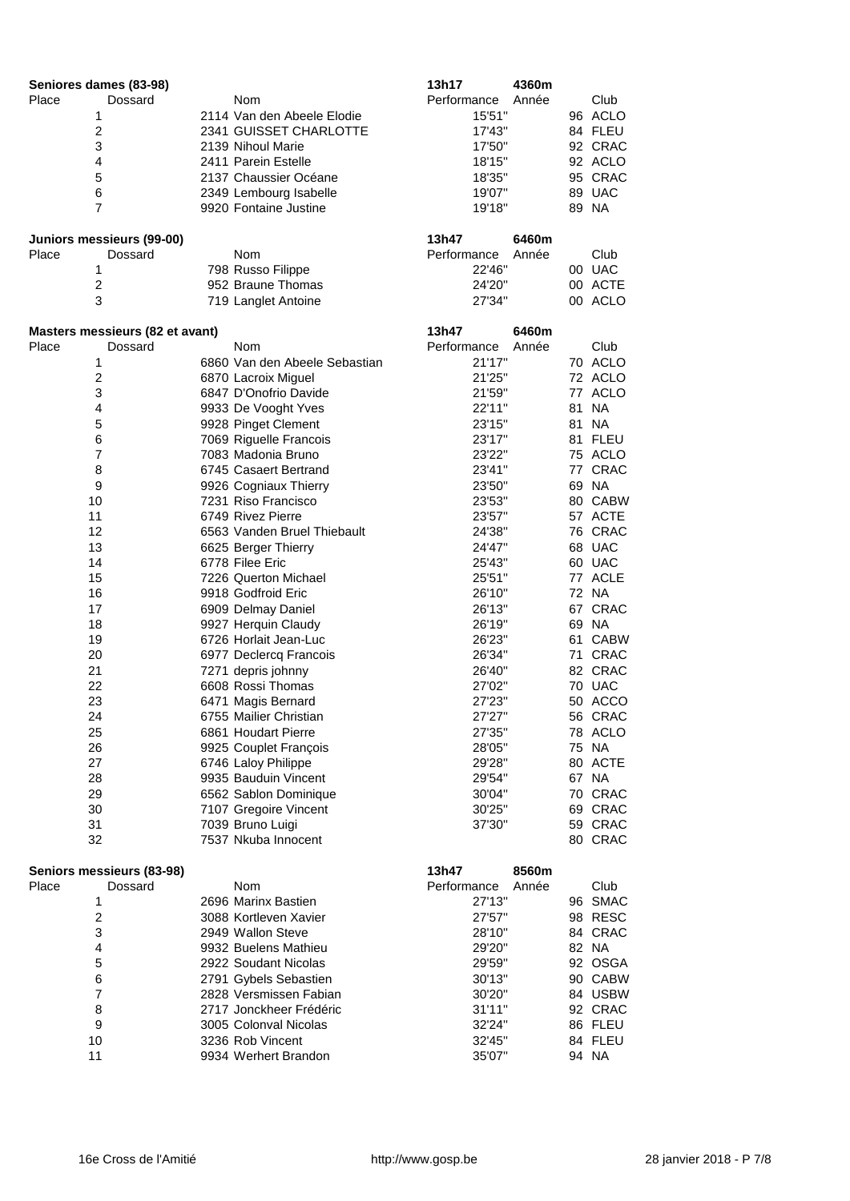## Seniores dames (83-98)

13h17 — 4360m

| Place | Dossard | Nom | Performance | Année | Club |
|---|---|---|---|---|---|
| 1 | 2114 | Van den Abeele Elodie | 15'51" | 96 | ACLO |
| 2 | 2341 | GUISSET CHARLOTTE | 17'43" | 84 | FLEU |
| 3 | 2139 | Nihoul Marie | 17'50" | 92 | CRAC |
| 4 | 2411 | Parein Estelle | 18'15" | 92 | ACLO |
| 5 | 2137 | Chaussier Océane | 18'35" | 95 | CRAC |
| 6 | 2349 | Lembourg Isabelle | 19'07" | 89 | UAC |
| 7 | 9920 | Fontaine Justine | 19'18" | 89 | NA |

## Juniors messieurs (99-00)

13h47 — 6460m

| Place | Dossard | Nom | Performance | Année | Club |
|---|---|---|---|---|---|
| 1 | 798 | Russo Filippe | 22'46" | 00 | UAC |
| 2 | 952 | Braune Thomas | 24'20" | 00 | ACTE |
| 3 | 719 | Langlet Antoine | 27'34" | 00 | ACLO |

## Masters messieurs (82 et avant)

13h47 — 6460m

| Place | Dossard | Nom | Performance | Année | Club |
|---|---|---|---|---|---|
| 1 | 6860 | Van den Abeele Sebastian | 21'17" | 70 | ACLO |
| 2 | 6870 | Lacroix Miguel | 21'25" | 72 | ACLO |
| 3 | 6847 | D'Onofrio Davide | 21'59" | 77 | ACLO |
| 4 | 9933 | De Vooght Yves | 22'11" | 81 | NA |
| 5 | 9928 | Pinget Clement | 23'15" | 81 | NA |
| 6 | 7069 | Riguelle Francois | 23'17" | 81 | FLEU |
| 7 | 7083 | Madonia Bruno | 23'22" | 75 | ACLO |
| 8 | 6745 | Casaert Bertrand | 23'41" | 77 | CRAC |
| 9 | 9926 | Cogniaux Thierry | 23'50" | 69 | NA |
| 10 | 7231 | Riso Francisco | 23'53" | 80 | CABW |
| 11 | 6749 | Rivez Pierre | 23'57" | 57 | ACTE |
| 12 | 6563 | Vanden Bruel Thiebault | 24'38" | 76 | CRAC |
| 13 | 6625 | Berger Thierry | 24'47" | 68 | UAC |
| 14 | 6778 | Filee Eric | 25'43" | 60 | UAC |
| 15 | 7226 | Querton Michael | 25'51" | 77 | ACLE |
| 16 | 9918 | Godfroid Eric | 26'10" | 72 | NA |
| 17 | 6909 | Delmay Daniel | 26'13" | 67 | CRAC |
| 18 | 9927 | Herquin Claudy | 26'19" | 69 | NA |
| 19 | 6726 | Horlait Jean-Luc | 26'23" | 61 | CABW |
| 20 | 6977 | Declercq Francois | 26'34" | 71 | CRAC |
| 21 | 7271 | depris johnny | 26'40" | 82 | CRAC |
| 22 | 6608 | Rossi Thomas | 27'02" | 70 | UAC |
| 23 | 6471 | Magis Bernard | 27'23" | 50 | ACCO |
| 24 | 6755 | Mailier Christian | 27'27" | 56 | CRAC |
| 25 | 6861 | Houdart Pierre | 27'35" | 78 | ACLO |
| 26 | 9925 | Couplet François | 28'05" | 75 | NA |
| 27 | 6746 | Laloy Philippe | 29'28" | 80 | ACTE |
| 28 | 9935 | Bauduin Vincent | 29'54" | 67 | NA |
| 29 | 6562 | Sablon Dominique | 30'04" | 70 | CRAC |
| 30 | 7107 | Gregoire Vincent | 30'25" | 69 | CRAC |
| 31 | 7039 | Bruno Luigi | 37'30" | 59 | CRAC |
| 32 | 7537 | Nkuba Innocent | | 80 | CRAC |

## Seniors messieurs (83-98)

13h47 — 8560m

| Place | Dossard | Nom | Performance | Année | Club |
|---|---|---|---|---|---|
| 1 | 2696 | Marinx Bastien | 27'13" | 96 | SMAC |
| 2 | 3088 | Kortleven Xavier | 27'57" | 98 | RESC |
| 3 | 2949 | Wallon Steve | 28'10" | 84 | CRAC |
| 4 | 9932 | Buelens Mathieu | 29'20" | 82 | NA |
| 5 | 2922 | Soudant Nicolas | 29'59" | 92 | OSGA |
| 6 | 2791 | Gybels Sebastien | 30'13" | 90 | CABW |
| 7 | 2828 | Versmissen Fabian | 30'20" | 84 | USBW |
| 8 | 2717 | Jonckheer Frédéric | 31'11" | 92 | CRAC |
| 9 | 3005 | Colonval Nicolas | 32'24" | 86 | FLEU |
| 10 | 3236 | Rob Vincent | 32'45" | 84 | FLEU |
| 11 | 9934 | Werhert Brandon | 35'07" | 94 | NA |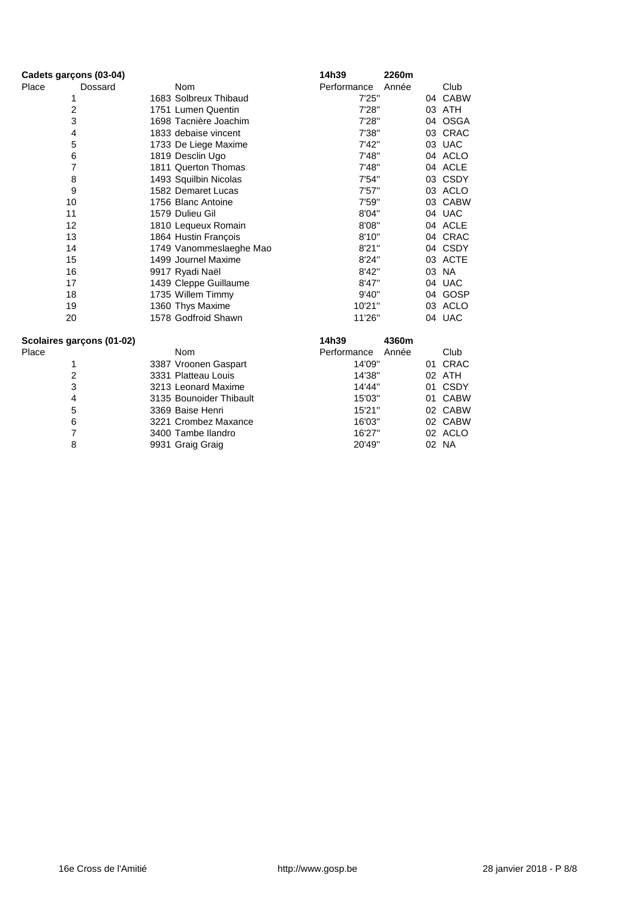**Cadets garçons (03-04)** **14h39** **2260m**

| Place | Dossard | Nom | Performance | Année | Club |
|---|---|---|---|---|---|
| 1 | 1683 | Solbreux Thibaud | 7'25" | 04 | CABW |
| 2 | 1751 | Lumen Quentin | 7'28" | 03 | ATH |
| 3 | 1698 | Tacnière Joachim | 7'28" | 04 | OSGA |
| 4 | 1833 | debaise vincent | 7'38" | 03 | CRAC |
| 5 | 1733 | De Liege Maxime | 7'42" | 03 | UAC |
| 6 | 1819 | Desclin Ugo | 7'48" | 04 | ACLO |
| 7 | 1811 | Querton Thomas | 7'48" | 04 | ACLE |
| 8 | 1493 | Squilbin Nicolas | 7'54" | 03 | CSDY |
| 9 | 1582 | Demaret Lucas | 7'57" | 03 | ACLO |
| 10 | 1756 | Blanc Antoine | 7'59" | 03 | CABW |
| 11 | 1579 | Dulieu Gil | 8'04" | 04 | UAC |
| 12 | 1810 | Lequeux Romain | 8'08" | 04 | ACLE |
| 13 | 1864 | Hustin François | 8'10" | 04 | CRAC |
| 14 | 1749 | Vanommeslaeghe Mao | 8'21" | 04 | CSDY |
| 15 | 1499 | Journel Maxime | 8'24" | 03 | ACTE |
| 16 | 9917 | Ryadi Naël | 8'42" | 03 | NA |
| 17 | 1439 | Cleppe Guillaume | 8'47" | 04 | UAC |
| 18 | 1735 | Willem Timmy | 9'40" | 04 | GOSP |
| 19 | 1360 | Thys Maxime | 10'21" | 03 | ACLO |
| 20 | 1578 | Godfroid Shawn | 11'26" | 04 | UAC |

**Scolaires garçons (01-02)** **14h39** **4360m**

| Place | Dossard | Nom | Performance | Année | Club |
|---|---|---|---|---|---|
| 1 | 3387 | Vroonen Gaspart | 14'09" | 01 | CRAC |
| 2 | 3331 | Platteau Louis | 14'38" | 02 | ATH |
| 3 | 3213 | Leonard Maxime | 14'44" | 01 | CSDY |
| 4 | 3135 | Bounoider Thibault | 15'03" | 01 | CABW |
| 5 | 3369 | Baise Henri | 15'21" | 02 | CABW |
| 6 | 3221 | Crombez Maxance | 16'03" | 02 | CABW |
| 7 | 3400 | Tambe Ilandro | 16'27" | 02 | ACLO |
| 8 | 9931 | Graig Graig | 20'49" | 02 | NA |